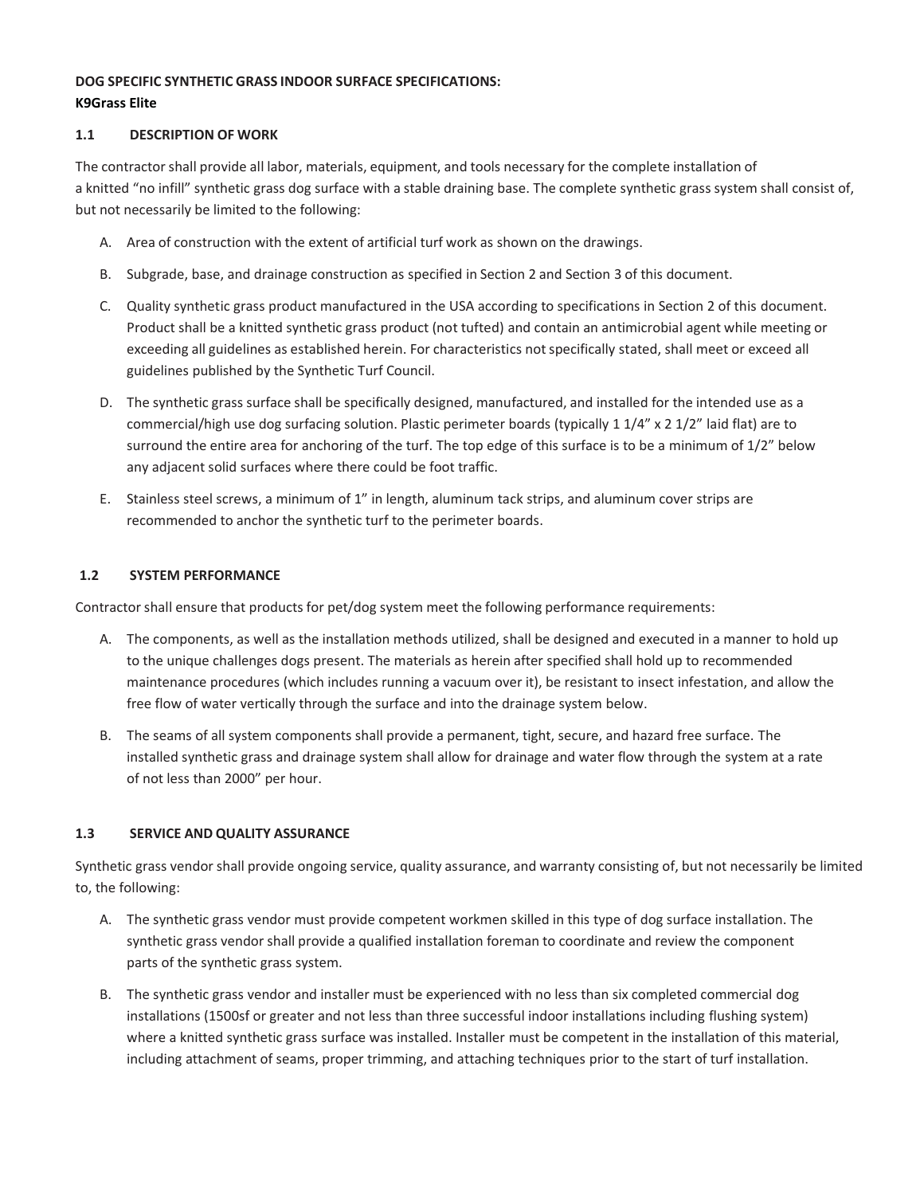**DOG SPECIFIC SYNTHETIC GRASS INDOOR SURFACE SPECIFICATIONS:**
**K9Grass Elite**

### 1.1 DESCRIPTION OF WORK

The contractor shall provide all labor, materials, equipment, and tools necessary for the complete installation of a knitted "no infill" synthetic grass dog surface with a stable draining base. The complete synthetic grass system shall consist of, but not necessarily be limited to the following:

A. Area of construction with the extent of artificial turf work as shown on the drawings.

B. Subgrade, base, and drainage construction as specified in Section 2 and Section 3 of this document.

C. Quality synthetic grass product manufactured in the USA according to specifications in Section 2 of this document. Product shall be a knitted synthetic grass product (not tufted) and contain an antimicrobial agent while meeting or exceeding all guidelines as established herein. For characteristics not specifically stated, shall meet or exceed all guidelines published by the Synthetic Turf Council.

D. The synthetic grass surface shall be specifically designed, manufactured, and installed for the intended use as a commercial/high use dog surfacing solution. Plastic perimeter boards (typically 1 1/4" x 2 1/2" laid flat) are to surround the entire area for anchoring of the turf. The top edge of this surface is to be a minimum of 1/2" below any adjacent solid surfaces where there could be foot traffic.

E. Stainless steel screws, a minimum of 1" in length, aluminum tack strips, and aluminum cover strips are recommended to anchor the synthetic turf to the perimeter boards.

### 1.2 SYSTEM PERFORMANCE

Contractor shall ensure that products for pet/dog system meet the following performance requirements:

A. The components, as well as the installation methods utilized, shall be designed and executed in a manner to hold up to the unique challenges dogs present. The materials as herein after specified shall hold up to recommended maintenance procedures (which includes running a vacuum over it), be resistant to insect infestation, and allow the free flow of water vertically through the surface and into the drainage system below.

B. The seams of all system components shall provide a permanent, tight, secure, and hazard free surface. The installed synthetic grass and drainage system shall allow for drainage and water flow through the system at a rate of not less than 2000" per hour.

### 1.3 SERVICE AND QUALITY ASSURANCE

Synthetic grass vendor shall provide ongoing service, quality assurance, and warranty consisting of, but not necessarily be limited to, the following:

A. The synthetic grass vendor must provide competent workmen skilled in this type of dog surface installation. The synthetic grass vendor shall provide a qualified installation foreman to coordinate and review the component parts of the synthetic grass system.

B. The synthetic grass vendor and installer must be experienced with no less than six completed commercial dog installations (1500sf or greater and not less than three successful indoor installations including flushing system) where a knitted synthetic grass surface was installed. Installer must be competent in the installation of this material, including attachment of seams, proper trimming, and attaching techniques prior to the start of turf installation.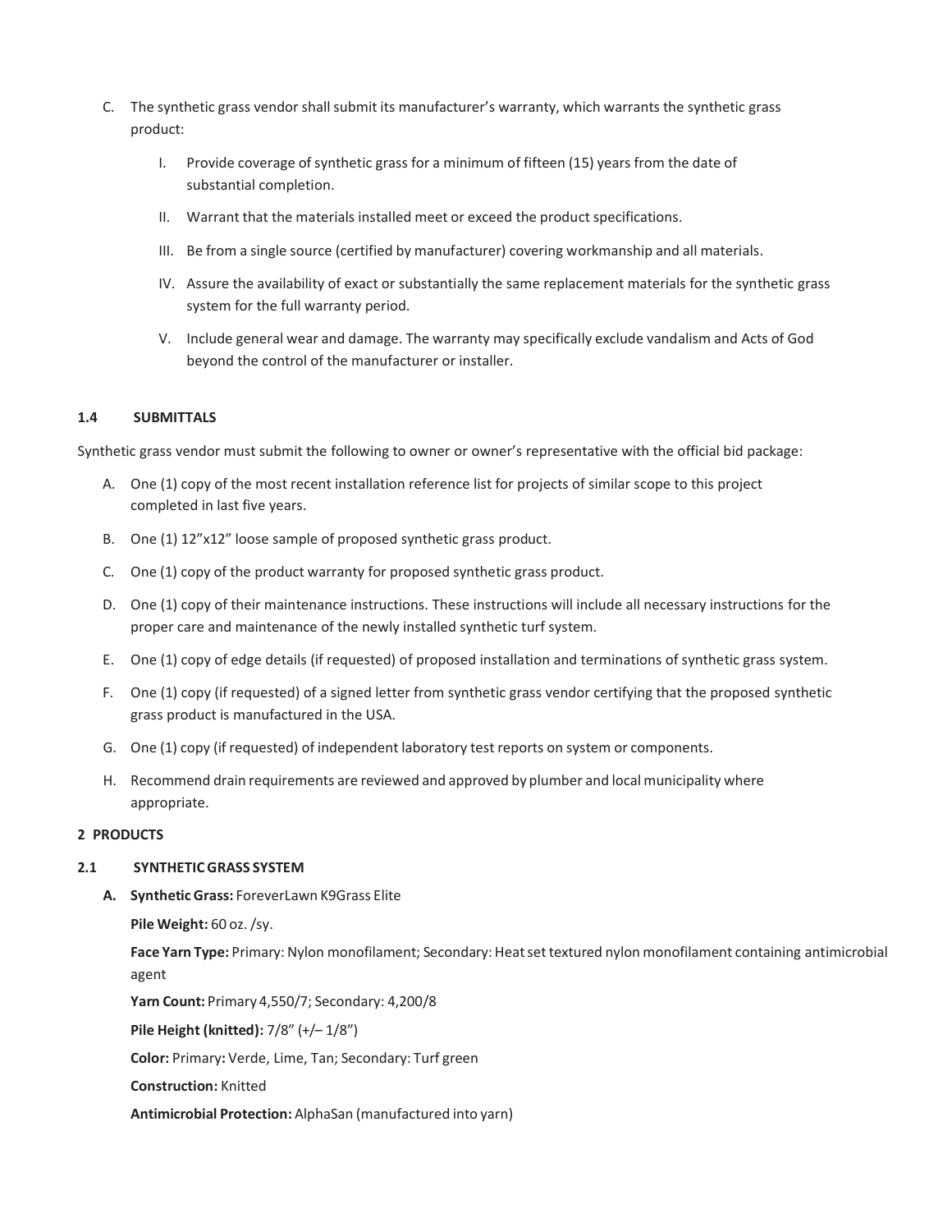C. The synthetic grass vendor shall submit its manufacturer's warranty, which warrants the synthetic grass product:

   I. Provide coverage of synthetic grass for a minimum of fifteen (15) years from the date of substantial completion.

   II. Warrant that the materials installed meet or exceed the product specifications.

   III. Be from a single source (certified by manufacturer) covering workmanship and all materials.

   IV. Assure the availability of exact or substantially the same replacement materials for the synthetic grass system for the full warranty period.

   V. Include general wear and damage. The warranty may specifically exclude vandalism and Acts of God beyond the control of the manufacturer or installer.

### 1.4 SUBMITTALS

Synthetic grass vendor must submit the following to owner or owner's representative with the official bid package:

A. One (1) copy of the most recent installation reference list for projects of similar scope to this project completed in last five years.

B. One (1) 12"x12" loose sample of proposed synthetic grass product.

C. One (1) copy of the product warranty for proposed synthetic grass product.

D. One (1) copy of their maintenance instructions. These instructions will include all necessary instructions for the proper care and maintenance of the newly installed synthetic turf system.

E. One (1) copy of edge details (if requested) of proposed installation and terminations of synthetic grass system.

F. One (1) copy (if requested) of a signed letter from synthetic grass vendor certifying that the proposed synthetic grass product is manufactured in the USA.

G. One (1) copy (if requested) of independent laboratory test reports on system or components.

H. Recommend drain requirements are reviewed and approved by plumber and local municipality where appropriate.

## 2 PRODUCTS

### 2.1 SYNTHETIC GRASS SYSTEM

**A. Synthetic Grass:** ForeverLawn K9Grass Elite

**Pile Weight:** 60 oz. /sy.

**Face Yarn Type:** Primary: Nylon monofilament; Secondary: Heat set textured nylon monofilament containing antimicrobial agent

**Yarn Count:** Primary 4,550/7; Secondary: 4,200/8

**Pile Height (knitted):** 7/8" (+/– 1/8")

**Color:** Primary**:** Verde, Lime, Tan; Secondary: Turf green

**Construction:** Knitted

**Antimicrobial Protection:** AlphaSan (manufactured into yarn)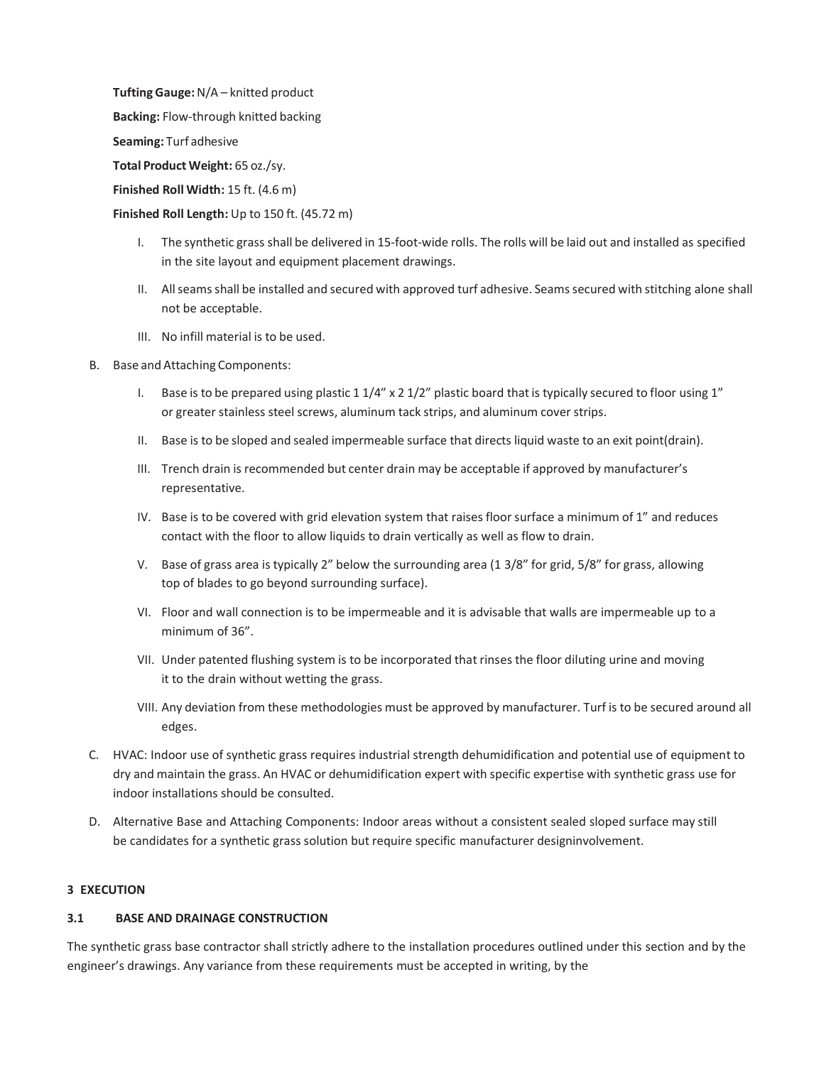**Tufting Gauge:** N/A – knitted product

**Backing:** Flow-through knitted backing

**Seaming:** Turf adhesive

**Total Product Weight:** 65 oz./sy.

**Finished Roll Width:** 15 ft. (4.6 m)

**Finished Roll Length:** Up to 150 ft. (45.72 m)

I. The synthetic grass shall be delivered in 15-foot-wide rolls. The rolls will be laid out and installed as specified in the site layout and equipment placement drawings.

II. All seams shall be installed and secured with approved turf adhesive. Seams secured with stitching alone shall not be acceptable.

III. No infill material is to be used.

B. Base and Attaching Components:

I. Base is to be prepared using plastic 1 1/4" x 2 1/2" plastic board that is typically secured to floor using 1" or greater stainless steel screws, aluminum tack strips, and aluminum cover strips.

II. Base is to be sloped and sealed impermeable surface that directs liquid waste to an exit point(drain).

III. Trench drain is recommended but center drain may be acceptable if approved by manufacturer's representative.

IV. Base is to be covered with grid elevation system that raises floor surface a minimum of 1" and reduces contact with the floor to allow liquids to drain vertically as well as flow to drain.

V. Base of grass area is typically 2" below the surrounding area (1 3/8" for grid, 5/8" for grass, allowing top of blades to go beyond surrounding surface).

VI. Floor and wall connection is to be impermeable and it is advisable that walls are impermeable up to a minimum of 36".

VII. Under patented flushing system is to be incorporated that rinses the floor diluting urine and moving it to the drain without wetting the grass.

VIII. Any deviation from these methodologies must be approved by manufacturer. Turf is to be secured around all edges.

C. HVAC: Indoor use of synthetic grass requires industrial strength dehumidification and potential use of equipment to dry and maintain the grass. An HVAC or dehumidification expert with specific expertise with synthetic grass use for indoor installations should be consulted.

D. Alternative Base and Attaching Components: Indoor areas without a consistent sealed sloped surface may still be candidates for a synthetic grass solution but require specific manufacturer designinvolvement.

## 3 EXECUTION

### 3.1 BASE AND DRAINAGE CONSTRUCTION

The synthetic grass base contractor shall strictly adhere to the installation procedures outlined under this section and by the engineer's drawings. Any variance from these requirements must be accepted in writing, by the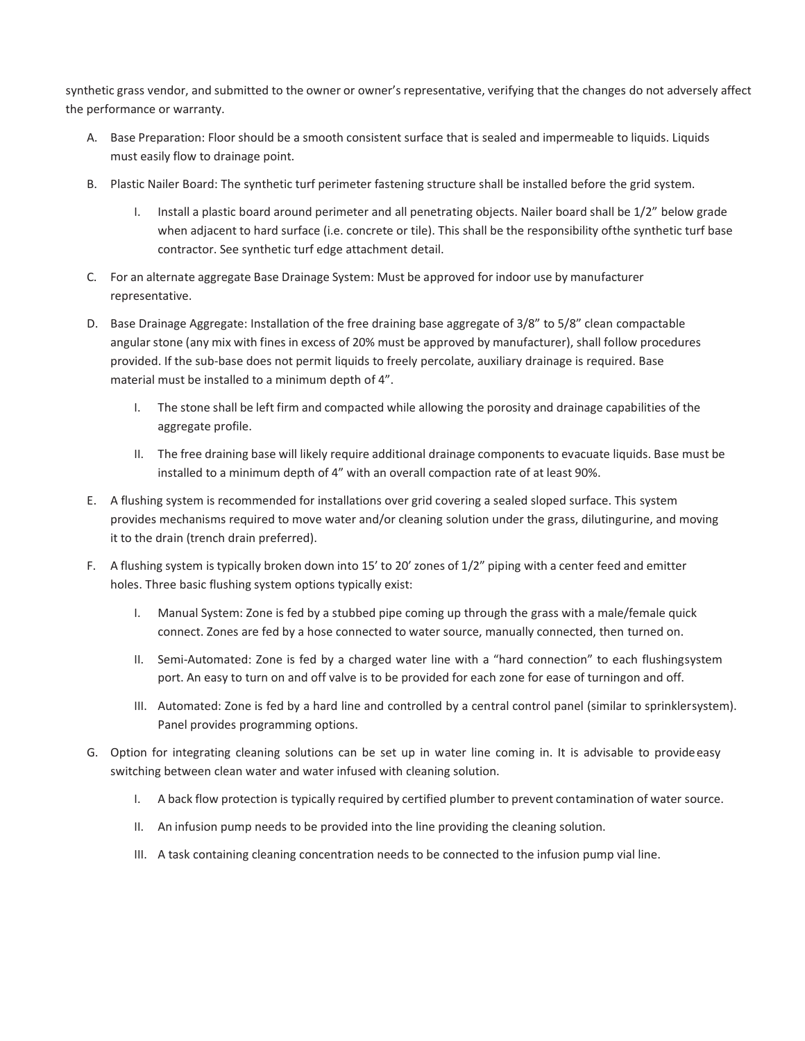synthetic grass vendor, and submitted to the owner or owner's representative, verifying that the changes do not adversely affect the performance or warranty.

A. Base Preparation: Floor should be a smooth consistent surface that is sealed and impermeable to liquids. Liquids must easily flow to drainage point.

B. Plastic Nailer Board: The synthetic turf perimeter fastening structure shall be installed before the grid system.

   I. Install a plastic board around perimeter and all penetrating objects. Nailer board shall be 1/2" below grade when adjacent to hard surface (i.e. concrete or tile). This shall be the responsibility ofthe synthetic turf base contractor. See synthetic turf edge attachment detail.

C. For an alternate aggregate Base Drainage System: Must be approved for indoor use by manufacturer representative.

D. Base Drainage Aggregate: Installation of the free draining base aggregate of 3/8" to 5/8" clean compactable angular stone (any mix with fines in excess of 20% must be approved by manufacturer), shall follow procedures provided. If the sub-base does not permit liquids to freely percolate, auxiliary drainage is required. Base material must be installed to a minimum depth of 4".

   I. The stone shall be left firm and compacted while allowing the porosity and drainage capabilities of the aggregate profile.

   II. The free draining base will likely require additional drainage components to evacuate liquids. Base must be installed to a minimum depth of 4" with an overall compaction rate of at least 90%.

E. A flushing system is recommended for installations over grid covering a sealed sloped surface. This system provides mechanisms required to move water and/or cleaning solution under the grass, dilutingurine, and moving it to the drain (trench drain preferred).

F. A flushing system is typically broken down into 15' to 20' zones of 1/2" piping with a center feed and emitter holes. Three basic flushing system options typically exist:

   I. Manual System: Zone is fed by a stubbed pipe coming up through the grass with a male/female quick connect. Zones are fed by a hose connected to water source, manually connected, then turned on.

   II. Semi-Automated: Zone is fed by a charged water line with a "hard connection" to each flushingsystem port. An easy to turn on and off valve is to be provided for each zone for ease of turningon and off.

   III. Automated: Zone is fed by a hard line and controlled by a central control panel (similar to sprinklersystem). Panel provides programming options.

G. Option for integrating cleaning solutions can be set up in water line coming in. It is advisable to provideeasy switching between clean water and water infused with cleaning solution.

   I. A back flow protection is typically required by certified plumber to prevent contamination of water source.

   II. An infusion pump needs to be provided into the line providing the cleaning solution.

   III. A task containing cleaning concentration needs to be connected to the infusion pump vial line.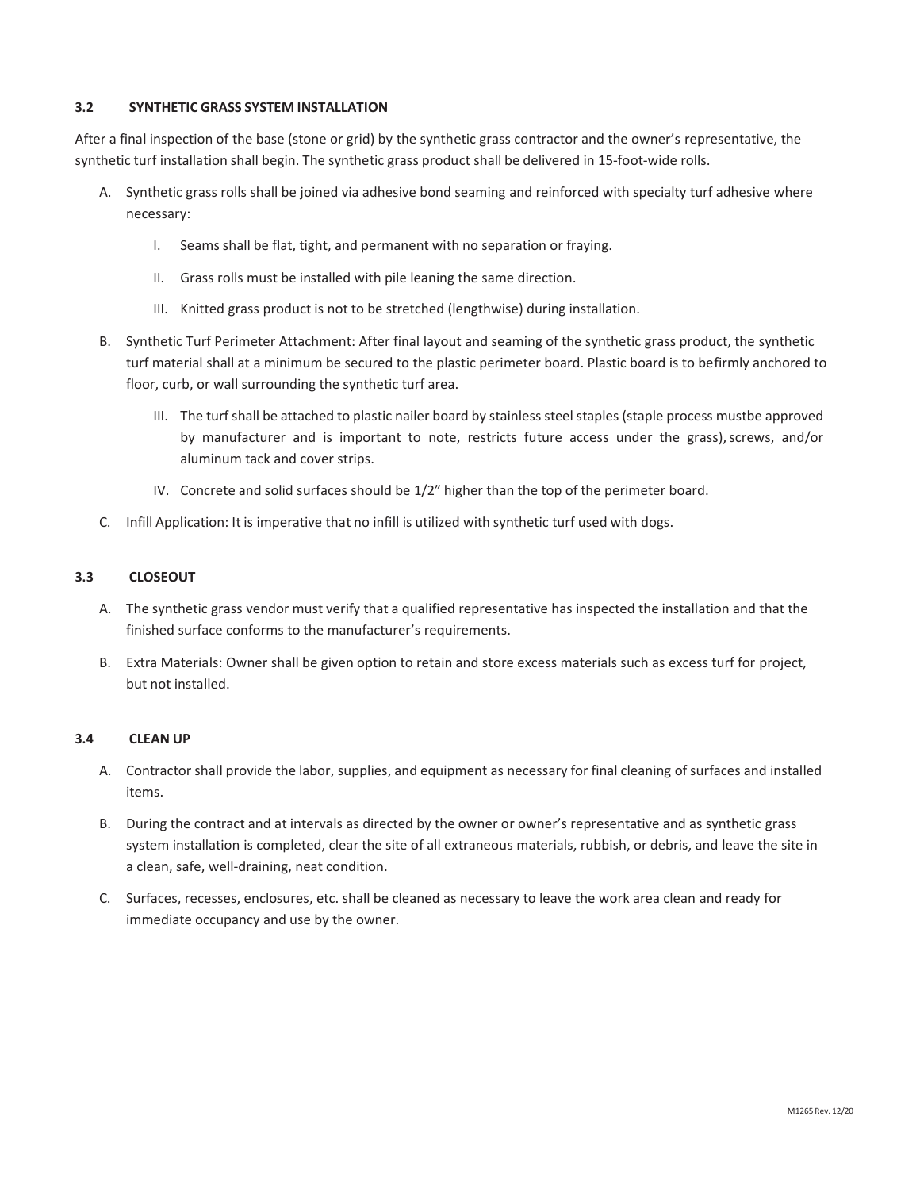### 3.2 SYNTHETIC GRASS SYSTEM INSTALLATION

After a final inspection of the base (stone or grid) by the synthetic grass contractor and the owner's representative, the synthetic turf installation shall begin. The synthetic grass product shall be delivered in 15-foot-wide rolls.

A. Synthetic grass rolls shall be joined via adhesive bond seaming and reinforced with specialty turf adhesive where necessary:

   I. Seams shall be flat, tight, and permanent with no separation or fraying.

   II. Grass rolls must be installed with pile leaning the same direction.

   III. Knitted grass product is not to be stretched (lengthwise) during installation.

B. Synthetic Turf Perimeter Attachment: After final layout and seaming of the synthetic grass product, the synthetic turf material shall at a minimum be secured to the plastic perimeter board. Plastic board is to befirmly anchored to floor, curb, or wall surrounding the synthetic turf area.

   III. The turf shall be attached to plastic nailer board by stainless steel staples (staple process mustbe approved by manufacturer and is important to note, restricts future access under the grass), screws, and/or aluminum tack and cover strips.

   IV. Concrete and solid surfaces should be 1/2" higher than the top of the perimeter board.

C. Infill Application: It is imperative that no infill is utilized with synthetic turf used with dogs.

### 3.3 CLOSEOUT

A. The synthetic grass vendor must verify that a qualified representative has inspected the installation and that the finished surface conforms to the manufacturer's requirements.

B. Extra Materials: Owner shall be given option to retain and store excess materials such as excess turf for project, but not installed.

### 3.4 CLEAN UP

A. Contractor shall provide the labor, supplies, and equipment as necessary for final cleaning of surfaces and installed items.

B. During the contract and at intervals as directed by the owner or owner's representative and as synthetic grass system installation is completed, clear the site of all extraneous materials, rubbish, or debris, and leave the site in a clean, safe, well-draining, neat condition.

C. Surfaces, recesses, enclosures, etc. shall be cleaned as necessary to leave the work area clean and ready for immediate occupancy and use by the owner.